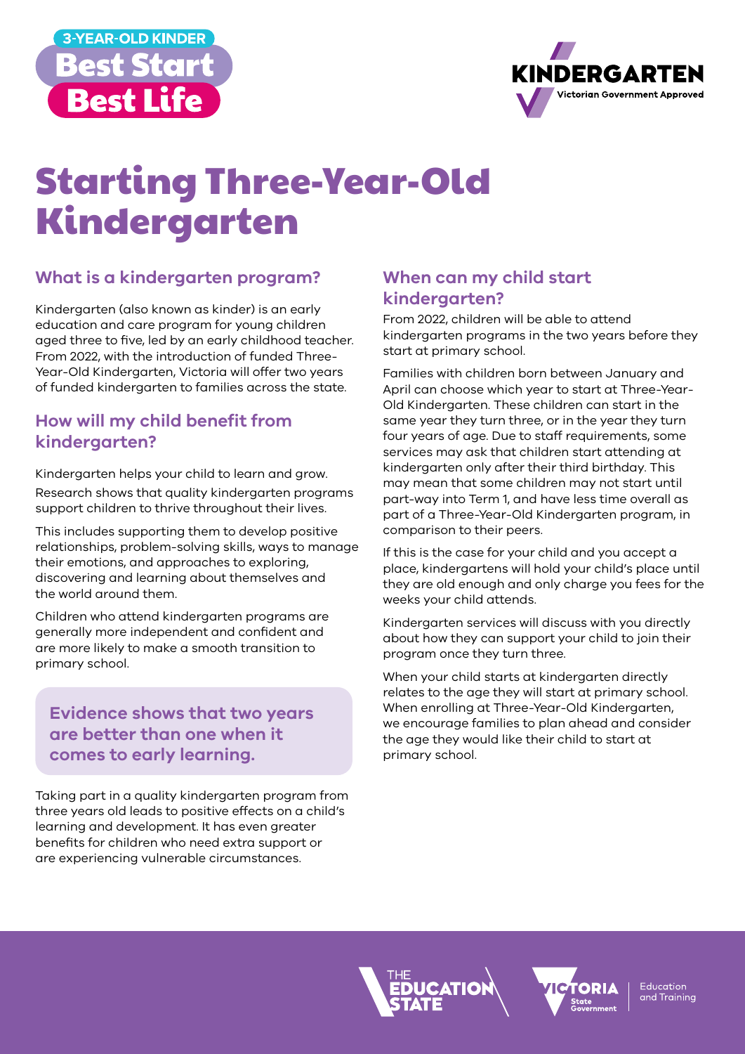3-YEAR-OLD KINDER

Best Start Best Life

KINDERGARTEN Victorian Government Approved

# Starting Three-Year-Old Kindergarten

## What is a kindergarten program?

Kindergarten (also known as kinder) is an early education and care program for young children aged three to five, led by an early childhood teacher. From 2022, with the introduction of funded Three-Year-Old Kindergarten, Victoria will offer two years of funded kindergarten to families across the state.

## How will my child benefit from kindergarten?

Kindergarten helps your child to learn and grow.

Research shows that quality kindergarten programs support children to thrive throughout their lives.

This includes supporting them to develop positive relationships, problem-solving skills, ways to manage their emotions, and approaches to exploring, discovering and learning about themselves and the world around them.

Children who attend kindergarten programs are generally more independent and confident and are more likely to make a smooth transition to primary school.

**Evidence shows that two years are better than one when it comes to early learning.**

Taking part in a quality kindergarten program from three years old leads to positive effects on a child's learning and development. It has even greater benefits for children who need extra support or are experiencing vulnerable circumstances.

## When can my child start kindergarten?

From 2022, children will be able to attend kindergarten programs in the two years before they start at primary school.

Families with children born between January and April can choose which year to start at Three-Year-Old Kindergarten. These children can start in the same year they turn three, or in the year they turn four years of age. Due to staff requirements, some services may ask that children start attending at kindergarten only after their third birthday. This may mean that some children may not start until part-way into Term 1, and have less time overall as part of a Three-Year-Old Kindergarten program, in comparison to their peers.

If this is the case for your child and you accept a place, kindergartens will hold your child's place until they are old enough and only charge you fees for the weeks your child attends.

Kindergarten services will discuss with you directly about how they can support your child to join their program once they turn three.

When your child starts at kindergarten directly relates to the age they will start at primary school. When enrolling at Three-Year-Old Kindergarten, we encourage families to plan ahead and consider the age they would like their child to start at primary school.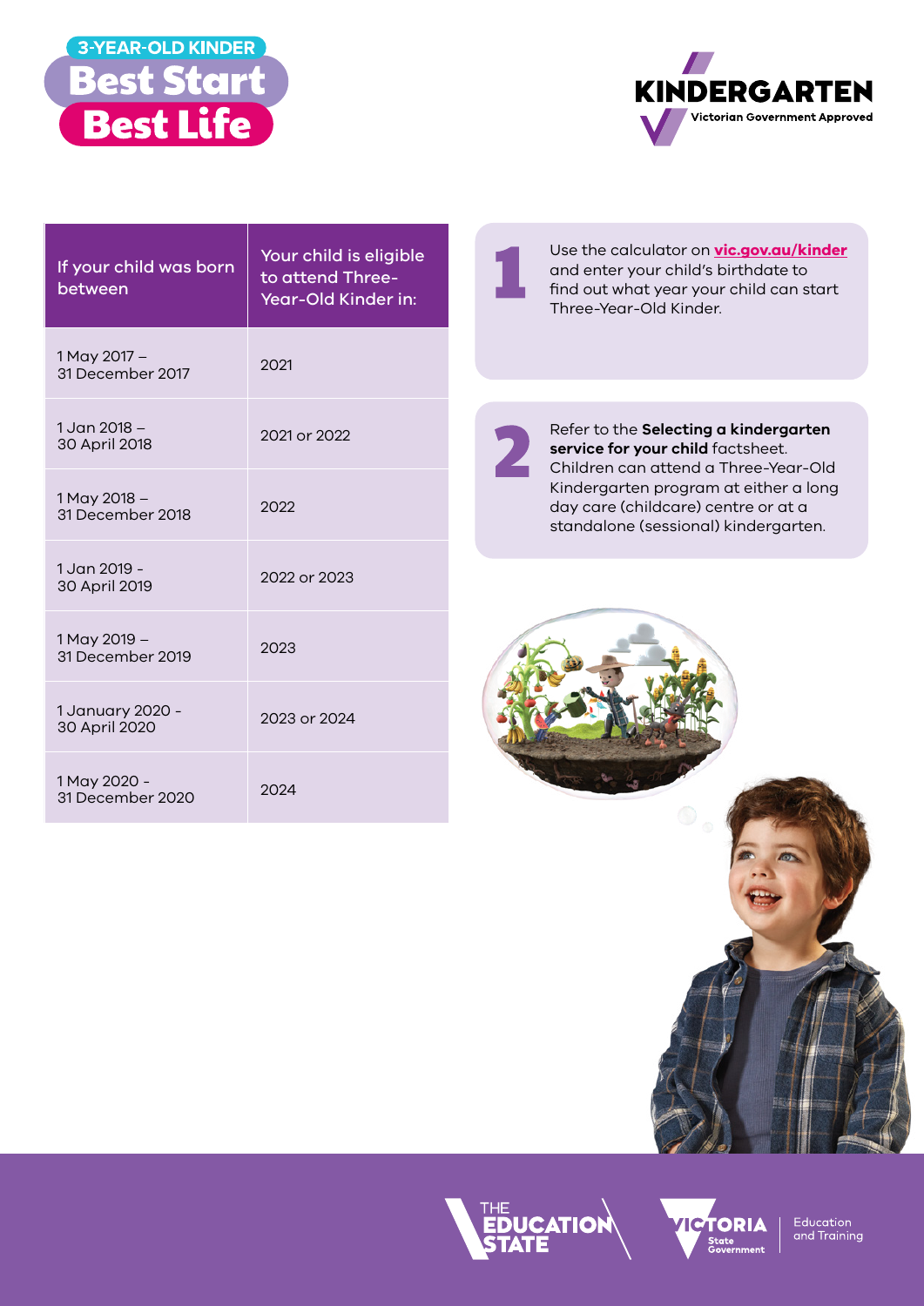3-YEAR-OLD KINDER

# Best Start Best Life

KINDERGARTEN Victorian Government Approved

| If your child was born between | Your child is eligible to attend Three-Year-Old Kinder in: |
|---|---|
| 1 May 2017 – 31 December 2017 | 2021 |
| 1 Jan 2018 – 30 April 2018 | 2021 or 2022 |
| 1 May 2018 – 31 December 2018 | 2022 |
| 1 Jan 2019 - 30 April 2019 | 2022 or 2023 |
| 1 May 2019 – 31 December 2019 | 2023 |
| 1 January 2020 - 30 April 2020 | 2023 or 2024 |
| 1 May 2020 - 31 December 2020 | 2024 |

**1** Use the calculator on **vic.gov.au/kinder** and enter your child's birthdate to find out what year your child can start Three-Year-Old Kinder.

**2** Refer to the **Selecting a kindergarten service for your child** factsheet. Children can attend a Three-Year-Old Kindergarten program at either a long day care (childcare) centre or at a standalone (sessional) kindergarten.

THE EDUCATION STATE

VICTORIA State Government | Education and Training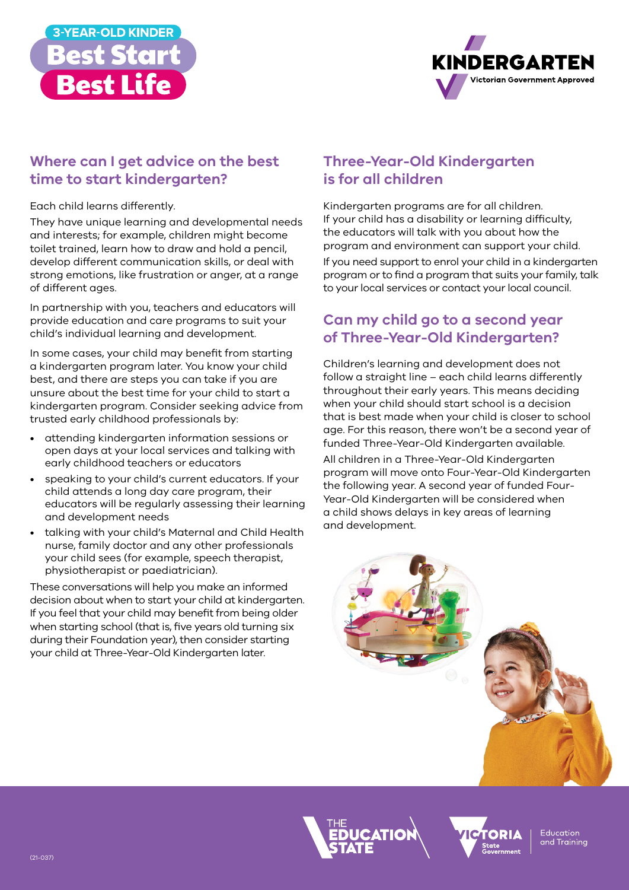## Where can I get advice on the best time to start kindergarten?

Each child learns differently.

They have unique learning and developmental needs and interests; for example, children might become toilet trained, learn how to draw and hold a pencil, develop different communication skills, or deal with strong emotions, like frustration or anger, at a range of different ages.

In partnership with you, teachers and educators will provide education and care programs to suit your child's individual learning and development.

In some cases, your child may benefit from starting a kindergarten program later. You know your child best, and there are steps you can take if you are unsure about the best time for your child to start a kindergarten program. Consider seeking advice from trusted early childhood professionals by:

- attending kindergarten information sessions or open days at your local services and talking with early childhood teachers or educators
- speaking to your child's current educators. If your child attends a long day care program, their educators will be regularly assessing their learning and development needs
- talking with your child's Maternal and Child Health nurse, family doctor and any other professionals your child sees (for example, speech therapist, physiotherapist or paediatrician).

These conversations will help you make an informed decision about when to start your child at kindergarten. If you feel that your child may benefit from being older when starting school (that is, five years old turning six during their Foundation year), then consider starting your child at Three-Year-Old Kindergarten later.

## Three-Year-Old Kindergarten is for all children

Kindergarten programs are for all children. If your child has a disability or learning difficulty, the educators will talk with you about how the program and environment can support your child.

If you need support to enrol your child in a kindergarten program or to find a program that suits your family, talk to your local services or contact your local council.

## Can my child go to a second year of Three-Year-Old Kindergarten?

Children's learning and development does not follow a straight line – each child learns differently throughout their early years. This means deciding when your child should start school is a decision that is best made when your child is closer to school age. For this reason, there won't be a second year of funded Three-Year-Old Kindergarten available.

All children in a Three-Year-Old Kindergarten program will move onto Four-Year-Old Kindergarten the following year. A second year of funded Four-Year-Old Kindergarten will be considered when a child shows delays in key areas of learning and development.

(21-037)